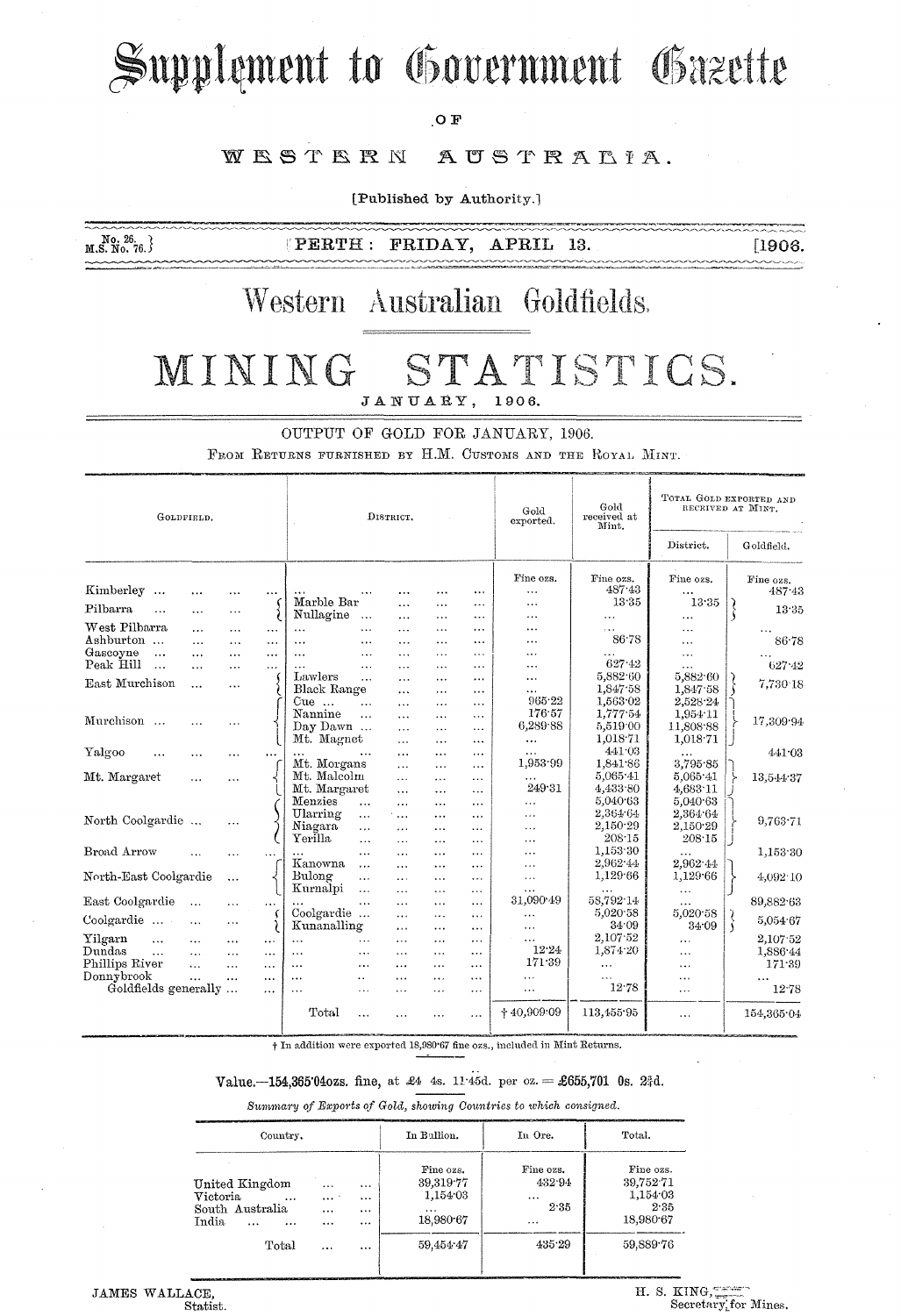# Supplement to Government Gazette

OF

## WESTERN AUSTRALIA.

[Published by Authority.]

No. 26. M.S. No. 76. PERTH: FRIDAY, APRIL 13. [1906.

# Western Australian Goldfields.

# MINING STATISTICS.

JANUARY, 1906.

OUTPUT OF GOLD FOR JANUARY, 1906.

FROM RETURNS FURNISHED BY H.M. CUSTOMS AND THE ROYAL MINT.

| Goldfield. | District. | Gold exported. | Gold received at Mint. | Total Gold exported and received at Mint. | |
|---|---|---|---|---|---|
| | | | | District. | Goldfield. |
| | | Fine ozs. | Fine ozs. | Fine ozs. | Fine ozs. |
| Kimberley ... | ... | ... | 487·43 | ... | 487·43 |
| Pilbarra | Marble Bar | ... | 13·35 | 13·35 | 13·35 |
| | Nullagine ... | ... | ... | ... | |
| West Pilbarra | ... | ... | ... | ... | ... |
| Ashburton ... | ... | ... | 86·78 | ... | 86·78 |
| Gascoyne | ... | ... | ... | ... | ... |
| Peak Hill ... | ... | ... | 627·42 | ... | 627·42 |
| East Murchison | Lawlers | ... | 5,882·60 | 5,882·60 | 7,730·18 |
| | Black Range | ... | 1,847·58 | 1,847·58 | |
| Murchison ... | Cue ... | 965·22 | 1,563·02 | 2,528·24 | 17,309·94 |
| | Nannine | 176·57 | 1,777·54 | 1,954·11 | |
| | Day Dawn ... | 6,289·88 | 5,519·00 | 11,808·88 | |
| | Mt. Magnet | ... | 1,018·71 | 1,018·71 | |
| Yalgoo | ... | ... | 441·03 | ... | 441·03 |
| Mt. Margaret | Mt. Morgans | 1,953·99 | 1,841·86 | 3,795·85 | 13,544·37 |
| | Mt. Malcolm | ... | 5,065·41 | 5,065·41 | |
| | Mt. Margaret | 249·31 | 4,433·80 | 4,683·11 | |
| North Coolgardie ... | Menzies | ... | 5,040·63 | 5,040·63 | 9,763·71 |
| | Ularring | ... | 2,364·64 | 2,364·64 | |
| | Niagara | ... | 2,150·29 | 2,150·29 | |
| | Yerilla | ... | 208·15 | 208·15 | |
| Broad Arrow | ... | ... | 1,153·30 | ... | 1,153·30 |
| North-East Coolgardie | Kanowna | ... | 2,962·44 | 2,962·44 | 4,092·10 |
| | Bulong | ... | 1,129·66 | 1,129·66 | |
| | Kurnalpi | ... | ... | ... | |
| East Coolgardie | ... | 31,090·49 | 58,792·14 | ... | 89,882·63 |
| Coolgardie ... | Coolgardie ... | ... | 5,020·58 | 5,020·58 | 5,054·67 |
| | Kunanalling | ... | 34·09 | 34·09 | |
| Yilgarn | ... | ... | 2,107·52 | ... | 2,107·52 |
| Dundas | ... | 12·24 | 1,874·20 | ... | 1,886·44 |
| Phillips River | ... | 171·39 | ... | ... | 171·39 |
| Donnybrook | ... | ... | ... | ... | ... |
| Goldfields generally ... | ... | ... | 12·78 | ... | 12·78 |
| | Total ... | † 40,909·09 | 113,455·95 | ... | 154,365·04 |

† In addition were exported 18,980·67 fine ozs., included in Mint Returns.

**Value.—154,365·04ozs. fine, at £4 4s. 11·45d. per oz. = £655,701 0s. 2¾d.**

*Summary of Exports of Gold, showing Countries to which consigned.*

| Country. | In Bullion. | In Ore. | Total. |
|---|---|---|---|
| | Fine ozs. | Fine ozs. | Fine ozs. |
| United Kingdom ... ... | 39,319·77 | 432·94 | 39,752·71 |
| Victoria ... ... | 1,154·03 | ... | 1,154·03 |
| South Australia ... ... | ... | 2·35 | 2·35 |
| India ... ... ... | 18,980·67 | ... | 18,980·67 |
| Total ... ... | 59,454·47 | 435·29 | 59,889·76 |

JAMES WALLACE,
Statist.

H. S. KING,
Secretary for Mines.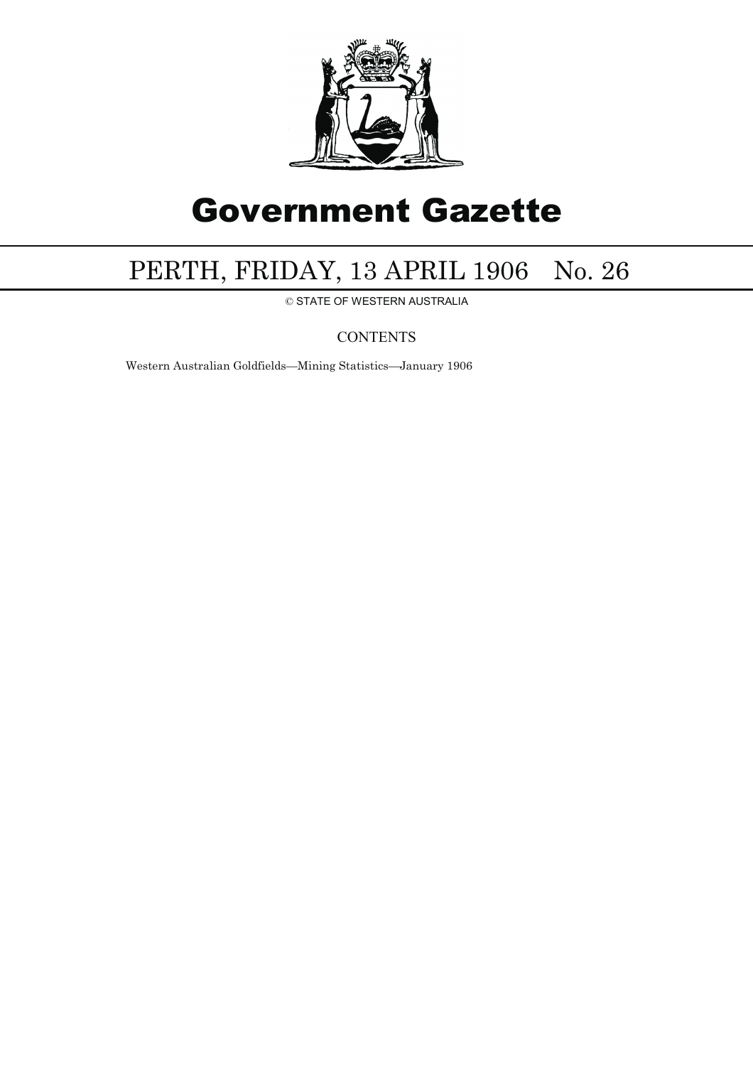# Government Gazette

## PERTH, FRIDAY, 13 APRIL 1906 No. 26

© STATE OF WESTERN AUSTRALIA

CONTENTS

Western Australian Goldfields—Mining Statistics—January 1906